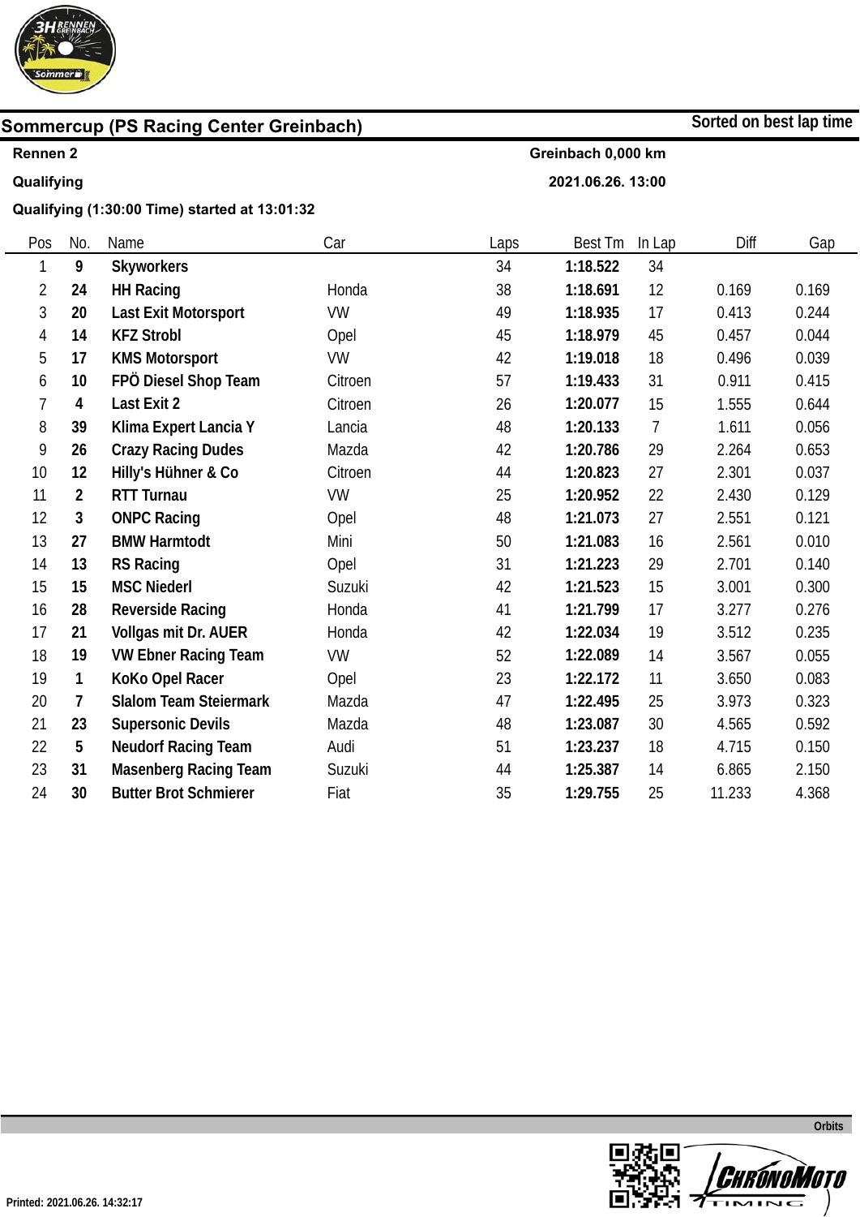## Sommercup (PS Racing Center Greinbach)

Sorted on best lap time

**Rennen 2** — Greinbach 0,000 km

**Qualifying** — 2021.06.26. 13:00

**Qualifying (1:30:00 Time) started at 13:01:32**

| Pos | No. | Name | Car | Laps | Best Tm | In Lap | Diff | Gap |
|---|---|---|---|---|---|---|---|---|
| 1 | **9** | **Skyworkers** | | 34 | **1:18.522** | 34 | | |
| 2 | **24** | **HH Racing** | Honda | 38 | **1:18.691** | 12 | 0.169 | 0.169 |
| 3 | **20** | **Last Exit Motorsport** | VW | 49 | **1:18.935** | 17 | 0.413 | 0.244 |
| 4 | **14** | **KFZ Strobl** | Opel | 45 | **1:18.979** | 45 | 0.457 | 0.044 |
| 5 | **17** | **KMS Motorsport** | VW | 42 | **1:19.018** | 18 | 0.496 | 0.039 |
| 6 | **10** | **FPÖ Diesel Shop Team** | Citroen | 57 | **1:19.433** | 31 | 0.911 | 0.415 |
| 7 | **4** | **Last Exit 2** | Citroen | 26 | **1:20.077** | 15 | 1.555 | 0.644 |
| 8 | **39** | **Klima Expert Lancia Y** | Lancia | 48 | **1:20.133** | 7 | 1.611 | 0.056 |
| 9 | **26** | **Crazy Racing Dudes** | Mazda | 42 | **1:20.786** | 29 | 2.264 | 0.653 |
| 10 | **12** | **Hilly's Hühner & Co** | Citroen | 44 | **1:20.823** | 27 | 2.301 | 0.037 |
| 11 | **2** | **RTT Turnau** | VW | 25 | **1:20.952** | 22 | 2.430 | 0.129 |
| 12 | **3** | **ONPC Racing** | Opel | 48 | **1:21.073** | 27 | 2.551 | 0.121 |
| 13 | **27** | **BMW Harmtodt** | Mini | 50 | **1:21.083** | 16 | 2.561 | 0.010 |
| 14 | **13** | **RS Racing** | Opel | 31 | **1:21.223** | 29 | 2.701 | 0.140 |
| 15 | **15** | **MSC Niederl** | Suzuki | 42 | **1:21.523** | 15 | 3.001 | 0.300 |
| 16 | **28** | **Reverside Racing** | Honda | 41 | **1:21.799** | 17 | 3.277 | 0.276 |
| 17 | **21** | **Vollgas mit Dr. AUER** | Honda | 42 | **1:22.034** | 19 | 3.512 | 0.235 |
| 18 | **19** | **VW Ebner Racing Team** | VW | 52 | **1:22.089** | 14 | 3.567 | 0.055 |
| 19 | **1** | **KoKo Opel Racer** | Opel | 23 | **1:22.172** | 11 | 3.650 | 0.083 |
| 20 | **7** | **Slalom Team Steiermark** | Mazda | 47 | **1:22.495** | 25 | 3.973 | 0.323 |
| 21 | **23** | **Supersonic Devils** | Mazda | 48 | **1:23.087** | 30 | 4.565 | 0.592 |
| 22 | **5** | **Neudorf Racing Team** | Audi | 51 | **1:23.237** | 18 | 4.715 | 0.150 |
| 23 | **31** | **Masenberg Racing Team** | Suzuki | 44 | **1:25.387** | 14 | 6.865 | 2.150 |
| 24 | **30** | **Butter Brot Schmierer** | Fiat | 35 | **1:29.755** | 25 | 11.233 | 4.368 |

Orbits

Printed: 2021.06.26. 14:32:17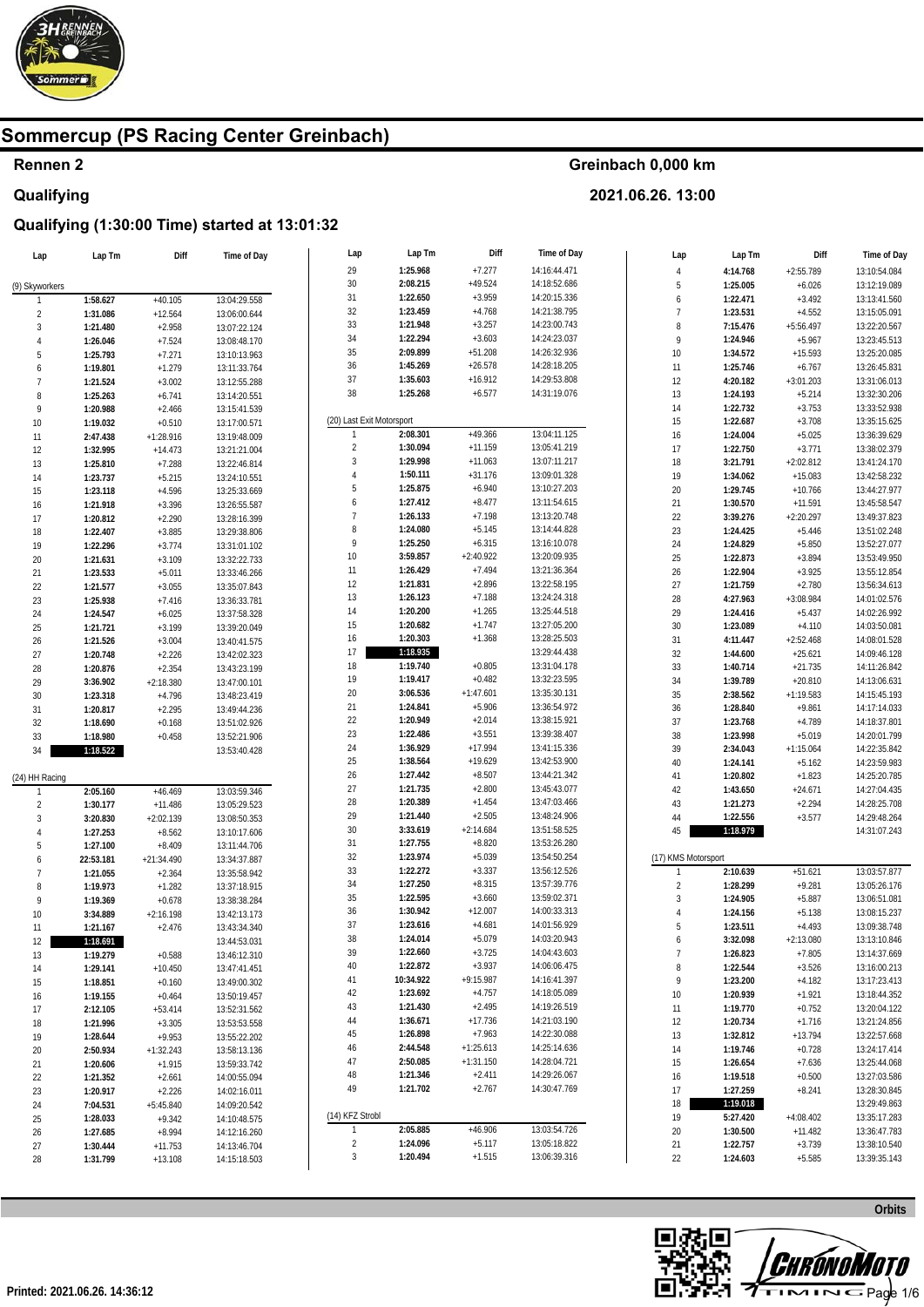# Sommercup (PS Racing Center Greinbach)

## Rennen 2

**Greinbach 0,000 km**

## Qualifying

**2021.06.26. 13:00**

### Qualifying (1:30:00 Time) started at 13:01:32

| Lap | Lap Tm | Diff | Time of Day |
|---|---|---|---|
| (9) Skyworkers | | | |
| 1 | 1:58.627 | +40.105 | 13:04:29.558 |
| 2 | 1:31.086 | +12.564 | 13:06:00.644 |
| 3 | 1:21.480 | +2.958 | 13:07:22.124 |
| 4 | 1:26.046 | +7.524 | 13:08:48.170 |
| 5 | 1:25.793 | +7.271 | 13:10:13.963 |
| 6 | 1:19.801 | +1.279 | 13:11:33.764 |
| 7 | 1:21.524 | +3.002 | 13:12:55.288 |
| 8 | 1:25.263 | +6.741 | 13:14:20.551 |
| 9 | 1:20.988 | +2.466 | 13:15:41.539 |
| 10 | 1:19.032 | +0.510 | 13:17:00.571 |
| 11 | 2:47.438 | +1:28.916 | 13:19:48.009 |
| 12 | 1:32.995 | +14.473 | 13:21:21.004 |
| 13 | 1:25.810 | +7.288 | 13:22:46.814 |
| 14 | 1:23.737 | +5.215 | 13:24:10.551 |
| 15 | 1:23.118 | +4.596 | 13:25:33.669 |
| 16 | 1:21.918 | +3.396 | 13:26:55.587 |
| 17 | 1:20.812 | +2.290 | 13:28:16.399 |
| 18 | 1:22.407 | +3.885 | 13:29:38.806 |
| 19 | 1:22.296 | +3.774 | 13:31:01.102 |
| 20 | 1:21.631 | +3.109 | 13:32:22.733 |
| 21 | 1:23.533 | +5.011 | 13:33:46.266 |
| 22 | 1:21.577 | +3.055 | 13:35:07.843 |
| 23 | 1:25.938 | +7.416 | 13:36:33.781 |
| 24 | 1:24.547 | +6.025 | 13:37:58.328 |
| 25 | 1:21.721 | +3.199 | 13:39:20.049 |
| 26 | 1:21.526 | +3.004 | 13:40:41.575 |
| 27 | 1:20.748 | +2.226 | 13:42:02.323 |
| 28 | 1:20.876 | +2.354 | 13:43:23.199 |
| 29 | 3:36.902 | +2:18.380 | 13:47:00.101 |
| 30 | 1:23.318 | +4.796 | 13:48:23.419 |
| 31 | 1:20.817 | +2.295 | 13:49:44.236 |
| 32 | 1:18.690 | +0.168 | 13:51:02.926 |
| 33 | 1:18.980 | +0.458 | 13:52:21.906 |
| 34 | 1:18.522 | | 13:53:40.428 |
| (24) HH Racing | | | |
| 1 | 2:05.160 | +46.469 | 13:03:59.346 |
| 2 | 1:30.177 | +11.486 | 13:05:29.523 |
| 3 | 3:20.830 | +2:02.139 | 13:08:50.353 |
| 4 | 1:27.253 | +8.562 | 13:10:17.606 |
| 5 | 1:27.100 | +8.409 | 13:11:44.706 |
| 6 | 22:53.181 | +21:34.490 | 13:34:37.887 |
| 7 | 1:21.055 | +2.364 | 13:35:58.942 |
| 8 | 1:19.973 | +1.282 | 13:37:18.915 |
| 9 | 1:19.369 | +0.678 | 13:38:38.284 |
| 10 | 3:34.889 | +2:16.198 | 13:42:13.173 |
| 11 | 1:21.167 | +2.476 | 13:43:34.340 |
| 12 | 1:18.691 | | 13:44:53.031 |
| 13 | 1:19.279 | +0.588 | 13:46:12.310 |
| 14 | 1:29.141 | +10.450 | 13:47:41.451 |
| 15 | 1:18.851 | +0.160 | 13:49:00.302 |
| 16 | 1:19.155 | +0.464 | 13:50:19.457 |
| 17 | 2:12.105 | +53.414 | 13:52:31.562 |
| 18 | 1:21.996 | +3.305 | 13:53:53.558 |
| 19 | 1:28.644 | +9.953 | 13:55:22.202 |
| 20 | 2:50.934 | +1:32.243 | 13:58:13.136 |
| 21 | 1:20.606 | +1.915 | 13:59:33.742 |
| 22 | 1:21.352 | +2.661 | 14:00:55.094 |
| 23 | 1:20.917 | +2.226 | 14:02:16.011 |
| 24 | 7:04.531 | +5:45.840 | 14:09:20.542 |
| 25 | 1:28.033 | +9.342 | 14:10:48.575 |
| 26 | 1:27.685 | +8.994 | 14:12:16.260 |
| 27 | 1:30.444 | +11.753 | 14:13:46.704 |
| 28 | 1:31.799 | +13.108 | 14:15:18.503 |
| 29 | 1:25.968 | +7.277 | 14:16:44.471 |
| 30 | 2:08.215 | +49.524 | 14:18:52.686 |
| 31 | 1:22.650 | +3.959 | 14:20:15.336 |
| 32 | 1:23.459 | +4.768 | 14:21:38.795 |
| 33 | 1:21.948 | +3.257 | 14:23:00.743 |
| 34 | 1:22.294 | +3.603 | 14:24:23.037 |
| 35 | 2:09.899 | +51.208 | 14:26:32.936 |
| 36 | 1:45.269 | +26.578 | 14:28:18.205 |
| 37 | 1:35.603 | +16.912 | 14:29:53.808 |
| 38 | 1:25.268 | +6.577 | 14:31:19.076 |
| (20) Last Exit Motorsport | | | |
| 1 | 2:08.301 | +49.366 | 13:04:11.125 |
| 2 | 1:30.094 | +11.159 | 13:05:41.219 |
| 3 | 1:29.998 | +11.063 | 13:07:11.217 |
| 4 | 1:50.111 | +31.176 | 13:09:01.328 |
| 5 | 1:25.875 | +6.940 | 13:10:27.203 |
| 6 | 1:27.412 | +8.477 | 13:11:54.615 |
| 7 | 1:26.133 | +7.198 | 13:13:20.748 |
| 8 | 1:24.080 | +5.145 | 13:14:44.828 |
| 9 | 1:25.250 | +6.315 | 13:16:10.078 |
| 10 | 3:59.857 | +2:40.922 | 13:20:09.935 |
| 11 | 1:26.429 | +7.494 | 13:21:36.364 |
| 12 | 1:21.831 | +2.896 | 13:22:58.195 |
| 13 | 1:26.123 | +7.188 | 13:24:24.318 |
| 14 | 1:20.200 | +1.265 | 13:25:44.518 |
| 15 | 1:20.682 | +1.747 | 13:27:05.200 |
| 16 | 1:20.303 | +1.368 | 13:28:25.503 |
| 17 | 1:18.935 | | 13:29:44.438 |
| 18 | 1:19.740 | +0.805 | 13:31:04.178 |
| 19 | 1:19.417 | +0.482 | 13:32:23.595 |
| 20 | 3:06.536 | +1:47.601 | 13:35:30.131 |
| 21 | 1:24.841 | +5.906 | 13:36:54.972 |
| 22 | 1:20.949 | +2.014 | 13:38:15.921 |
| 23 | 1:22.486 | +3.551 | 13:39:38.407 |
| 24 | 1:36.929 | +17.994 | 13:41:15.336 |
| 25 | 1:38.564 | +19.629 | 13:42:53.900 |
| 26 | 1:27.442 | +8.507 | 13:44:21.342 |
| 27 | 1:21.735 | +2.800 | 13:45:43.077 |
| 28 | 1:20.389 | +1.454 | 13:47:03.466 |
| 29 | 1:21.440 | +2.505 | 13:48:24.906 |
| 30 | 3:33.619 | +2:14.684 | 13:51:58.525 |
| 31 | 1:27.755 | +8.820 | 13:53:26.280 |
| 32 | 1:23.974 | +5.039 | 13:54:50.254 |
| 33 | 1:22.272 | +3.337 | 13:56:12.526 |
| 34 | 1:27.250 | +8.315 | 13:57:39.776 |
| 35 | 1:22.595 | +3.660 | 13:59:02.371 |
| 36 | 1:30.942 | +12.007 | 14:00:33.313 |
| 37 | 1:23.616 | +4.681 | 14:01:56.929 |
| 38 | 1:24.014 | +5.079 | 14:03:20.943 |
| 39 | 1:22.660 | +3.725 | 14:04:43.603 |
| 40 | 1:22.872 | +3.937 | 14:06:06.475 |
| 41 | 10:34.922 | +9:15.987 | 14:16:41.397 |
| 42 | 1:23.692 | +4.757 | 14:18:05.089 |
| 43 | 1:21.430 | +2.495 | 14:19:26.519 |
| 44 | 1:36.671 | +17.736 | 14:21:03.190 |
| 45 | 1:26.898 | +7.963 | 14:22:30.088 |
| 46 | 2:44.548 | +1:25.613 | 14:25:14.636 |
| 47 | 2:50.085 | +1:31.150 | 14:28:04.721 |
| 48 | 1:21.346 | +2.411 | 14:29:26.067 |
| 49 | 1:21.702 | +2.767 | 14:30:47.769 |
| (14) KFZ Strobl | | | |
| 1 | 2:05.885 | +46.906 | 13:03:54.726 |
| 2 | 1:24.096 | +5.117 | 13:05:18.822 |
| 3 | 1:20.494 | +1.515 | 13:06:39.316 |
| 4 | 4:14.768 | +2:55.789 | 13:10:54.084 |
| 5 | 1:25.005 | +6.026 | 13:12:19.089 |
| 6 | 1:22.471 | +3.492 | 13:13:41.560 |
| 7 | 1:23.531 | +4.552 | 13:15:05.091 |
| 8 | 7:15.476 | +5:56.497 | 13:22:20.567 |
| 9 | 1:24.946 | +5.967 | 13:23:45.513 |
| 10 | 1:34.572 | +15.593 | 13:25:20.085 |
| 11 | 1:25.746 | +6.767 | 13:26:45.831 |
| 12 | 4:20.182 | +3:01.203 | 13:31:06.013 |
| 13 | 1:24.193 | +5.214 | 13:32:30.206 |
| 14 | 1:22.732 | +3.753 | 13:33:52.938 |
| 15 | 1:22.687 | +3.708 | 13:35:15.625 |
| 16 | 1:24.004 | +5.025 | 13:36:39.629 |
| 17 | 1:22.750 | +3.771 | 13:38:02.379 |
| 18 | 3:21.791 | +2:02.812 | 13:41:24.170 |
| 19 | 1:34.062 | +15.083 | 13:42:58.232 |
| 20 | 1:29.745 | +10.766 | 13:44:27.977 |
| 21 | 1:30.570 | +11.591 | 13:45:58.547 |
| 22 | 3:39.276 | +2:20.297 | 13:49:37.823 |
| 23 | 1:24.425 | +5.446 | 13:51:02.248 |
| 24 | 1:24.829 | +5.850 | 13:52:27.077 |
| 25 | 1:22.873 | +3.894 | 13:53:49.950 |
| 26 | 1:22.904 | +3.925 | 13:55:12.854 |
| 27 | 1:21.759 | +2.780 | 13:56:34.613 |
| 28 | 4:27.963 | +3:08.984 | 14:01:02.576 |
| 29 | 1:24.416 | +5.437 | 14:02:26.992 |
| 30 | 1:23.089 | +4.110 | 14:03:50.081 |
| 31 | 4:11.447 | +2:52.468 | 14:08:01.528 |
| 32 | 1:44.600 | +25.621 | 14:09:46.128 |
| 33 | 1:40.714 | +21.735 | 14:11:26.842 |
| 34 | 1:39.789 | +20.810 | 14:13:06.631 |
| 35 | 2:38.562 | +1:19.583 | 14:15:45.193 |
| 36 | 1:28.840 | +9.861 | 14:17:14.033 |
| 37 | 1:23.768 | +4.789 | 14:18:37.801 |
| 38 | 1:23.998 | +5.019 | 14:20:01.799 |
| 39 | 2:34.043 | +1:15.064 | 14:22:35.842 |
| 40 | 1:24.141 | +5.162 | 14:23:59.983 |
| 41 | 1:20.802 | +1.823 | 14:25:20.785 |
| 42 | 1:43.650 | +24.671 | 14:27:04.435 |
| 43 | 1:21.273 | +2.294 | 14:28:25.708 |
| 44 | 1:22.556 | +3.577 | 14:29:48.264 |
| 45 | 1:18.979 | | 14:31:07.243 |
| (17) KMS Motorsport | | | |
| 1 | 2:10.639 | +51.621 | 13:03:57.877 |
| 2 | 1:28.299 | +9.281 | 13:05:26.176 |
| 3 | 1:24.905 | +5.887 | 13:06:51.081 |
| 4 | 1:24.156 | +5.138 | 13:08:15.237 |
| 5 | 1:23.511 | +4.493 | 13:09:38.748 |
| 6 | 3:32.098 | +2:13.080 | 13:13:10.846 |
| 7 | 1:26.823 | +7.805 | 13:14:37.669 |
| 8 | 1:22.544 | +3.526 | 13:16:00.213 |
| 9 | 1:23.200 | +4.182 | 13:17:23.413 |
| 10 | 1:20.939 | +1.921 | 13:18:44.352 |
| 11 | 1:19.770 | +0.752 | 13:20:04.122 |
| 12 | 1:20.734 | +1.716 | 13:21:24.856 |
| 13 | 1:32.812 | +13.794 | 13:22:57.668 |
| 14 | 1:19.746 | +0.728 | 13:24:17.414 |
| 15 | 1:26.654 | +7.636 | 13:25:44.068 |
| 16 | 1:19.518 | +0.500 | 13:27:03.586 |
| 17 | 1:27.259 | +8.241 | 13:28:30.845 |
| 18 | 1:19.018 | | 13:29:49.863 |
| 19 | 5:27.420 | +4:08.402 | 13:35:17.283 |
| 20 | 1:30.500 | +11.482 | 13:36:47.783 |
| 21 | 1:22.757 | +3.739 | 13:38:10.540 |
| 22 | 1:24.603 | +5.585 | 13:39:35.143 |

Orbits

Printed: 2021.06.26. 14:36:12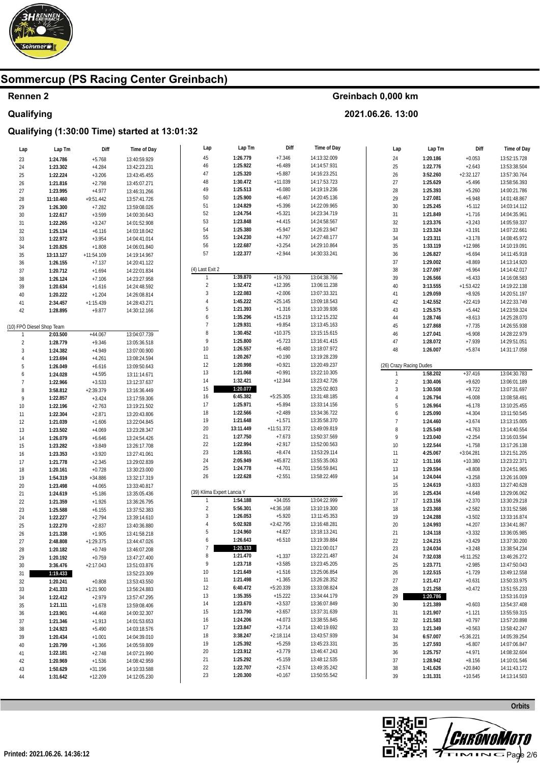# Sommercup (PS Racing Center Greinbach)

## Rennen 2

Greinbach 0,000 km

## Qualifying

2021.06.26. 13:00

### Qualifying (1:30:00 Time) started at 13:01:32

| Lap | Lap Tm | Diff | Time of Day |
|---|---|---|---|
| 23 | 1:24.786 | +5.768 | 13:40:59.929 |
| 24 | 1:23.302 | +4.284 | 13:42:23.231 |
| 25 | 1:22.224 | +3.206 | 13:43:45.455 |
| 26 | 1:21.816 | +2.798 | 13:45:07.271 |
| 27 | 1:23.995 | +4.977 | 13:46:31.266 |
| 28 | 11:10.460 | +9:51.442 | 13:57:41.726 |
| 29 | 1:26.300 | +7.282 | 13:59:08.026 |
| 30 | 1:22.617 | +3.599 | 14:00:30.643 |
| 31 | 1:22.265 | +3.247 | 14:01:52.908 |
| 32 | 1:25.134 | +6.116 | 14:03:18.042 |
| 33 | 1:22.972 | +3.954 | 14:04:41.014 |
| 34 | 1:20.826 | +1.808 | 14:06:01.840 |
| 35 | 13:13.127 | +11:54.109 | 14:19:14.967 |
| 36 | 1:26.155 | +7.137 | 14:20:41.122 |
| 37 | 1:20.712 | +1.694 | 14:22:01.834 |
| 38 | 1:26.124 | +7.106 | 14:23:27.958 |
| 39 | 1:20.634 | +1.616 | 14:24:48.592 |
| 40 | 1:20.222 | +1.204 | 14:26:08.814 |
| 41 | 2:34.457 | +1:15.439 | 14:28:43.271 |
| 42 | 1:28.895 | +9.877 | 14:30:12.166 |

**(10) FPÖ Diesel Shop Team**

| Lap | Lap Tm | Diff | Time of Day |
|---|---|---|---|
| 1 | 2:03.500 | +44.067 | 13:04:07.739 |
| 2 | 1:28.779 | +9.346 | 13:05:36.518 |
| 3 | 1:24.382 | +4.949 | 13:07:00.900 |
| 4 | 1:23.694 | +4.261 | 13:08:24.594 |
| 5 | 1:26.049 | +6.616 | 13:09:50.643 |
| 6 | 1:24.028 | +4.595 | 13:11:14.671 |
| 7 | 1:22.966 | +3.533 | 13:12:37.637 |
| 8 | 3:58.812 | +2:39.379 | 13:16:36.449 |
| 9 | 1:22.857 | +3.424 | 13:17:59.306 |
| 10 | 1:22.196 | +2.763 | 13:19:21.502 |
| 11 | 1:22.304 | +2.871 | 13:20:43.806 |
| 12 | 1:21.039 | +1.606 | 13:22:04.845 |
| 13 | 1:23.502 | +4.069 | 13:23:28.347 |
| 14 | 1:26.079 | +6.646 | 13:24:54.426 |
| 15 | 1:23.282 | +3.849 | 13:26:17.708 |
| 16 | 1:23.353 | +3.920 | 13:27:41.061 |
| 17 | 1:21.778 | +2.345 | 13:29:02.839 |
| 18 | 1:20.161 | +0.728 | 13:30:23.000 |
| 19 | 1:54.319 | +34.886 | 13:32:17.319 |
| 20 | 1:23.498 | +4.065 | 13:33:40.817 |
| 21 | 1:24.619 | +5.186 | 13:35:05.436 |
| 22 | 1:21.359 | +1.926 | 13:36:26.795 |
| 23 | 1:25.588 | +6.155 | 13:37:52.383 |
| 24 | 1:22.227 | +2.794 | 13:39:14.610 |
| 25 | 1:22.270 | +2.837 | 13:40:36.880 |
| 26 | 1:21.338 | +1.905 | 13:41:58.218 |
| 27 | 2:48.808 | +1:29.375 | 13:44:47.026 |
| 28 | 1:20.182 | +0.749 | 13:46:07.208 |
| 29 | 1:20.192 | +0.759 | 13:47:27.400 |
| 30 | 3:36.476 | +2:17.043 | 13:51:03.876 |
| 31 | **1:19.433** | | 13:52:23.309 |
| 32 | 1:20.241 | +0.808 | 13:53:43.550 |
| 33 | 2:41.333 | +1:21.900 | 13:56:24.883 |
| 34 | 1:22.412 | +2.979 | 13:57:47.295 |
| 35 | 1:21.111 | +1.678 | 13:59:08.406 |
| 36 | 1:23.901 | +4.468 | 14:00:32.307 |
| 37 | 1:21.346 | +1.913 | 14:01:53.653 |
| 38 | 1:24.923 | +5.490 | 14:03:18.576 |
| 39 | 1:20.434 | +1.001 | 14:04:39.010 |
| 40 | 1:20.799 | +1.366 | 14:05:59.809 |
| 41 | 1:22.181 | +2.748 | 14:07:21.990 |
| 42 | 1:20.969 | +1.536 | 14:08:42.959 |
| 43 | 1:50.629 | +31.196 | 14:10:33.588 |
| 44 | 1:31.642 | +12.209 | 14:12:05.230 |
| 45 | 1:26.779 | +7.346 | 14:13:32.009 |
| 46 | 1:25.922 | +6.489 | 14:14:57.931 |
| 47 | 1:25.320 | +5.887 | 14:16:23.251 |
| 48 | 1:30.472 | +11.039 | 14:17:53.723 |
| 49 | 1:25.513 | +6.080 | 14:19:19.236 |
| 50 | 1:25.900 | +6.467 | 14:20:45.136 |
| 51 | 1:24.829 | +5.396 | 14:22:09.965 |
| 52 | 1:24.754 | +5.321 | 14:23:34.719 |
| 53 | 1:23.848 | +4.415 | 14:24:58.567 |
| 54 | 1:25.380 | +5.947 | 14:26:23.947 |
| 55 | 1:24.230 | +4.797 | 14:27:48.177 |
| 56 | 1:22.687 | +3.254 | 14:29:10.864 |
| 57 | 1:22.377 | +2.944 | 14:30:33.241 |

**(4) Last Exit 2**

| Lap | Lap Tm | Diff | Time of Day |
|---|---|---|---|
| 1 | 1:39.870 | +19.793 | 13:04:38.766 |
| 2 | 1:32.472 | +12.395 | 13:06:11.238 |
| 3 | 1:22.083 | +2.006 | 13:07:33.321 |
| 4 | 1:45.222 | +25.145 | 13:09:18.543 |
| 5 | 1:21.393 | +1.316 | 13:10:39.936 |
| 6 | 1:35.296 | +15.219 | 13:12:15.232 |
| 7 | 1:29.931 | +9.854 | 13:13:45.163 |
| 8 | 1:30.452 | +10.375 | 13:15:15.615 |
| 9 | 1:25.800 | +5.723 | 13:16:41.415 |
| 10 | 1:26.557 | +6.480 | 13:18:07.972 |
| 11 | 1:20.267 | +0.190 | 13:19:28.239 |
| 12 | 1:20.998 | +0.921 | 13:20:49.237 |
| 13 | 1:21.068 | +0.991 | 13:22:10.305 |
| 14 | 1:32.421 | +12.344 | 13:23:42.726 |
| 15 | **1:20.077** | | 13:25:02.803 |
| 16 | 6:45.382 | +5:25.305 | 13:31:48.185 |
| 17 | 1:25.971 | +5.894 | 13:33:14.156 |
| 18 | 1:22.566 | +2.489 | 13:34:36.722 |
| 19 | 1:21.648 | +1.571 | 13:35:58.370 |
| 20 | 13:11.449 | +11:51.372 | 13:49:09.819 |
| 21 | 1:27.750 | +7.673 | 13:50:37.569 |
| 22 | 1:22.994 | +2.917 | 13:52:00.563 |
| 23 | 1:28.551 | +8.474 | 13:53:29.114 |
| 24 | 2:05.949 | +45.872 | 13:55:35.063 |
| 25 | 1:24.778 | +4.701 | 13:56:59.841 |
| 26 | 1:22.628 | +2.551 | 13:58:22.469 |

**(39) Klima Expert Lancia Y**

| Lap | Lap Tm | Diff | Time of Day |
|---|---|---|---|
| 1 | 1:54.188 | +34.055 | 13:04:22.999 |
| 2 | 5:56.301 | +4:36.168 | 13:10:19.300 |
| 3 | 1:26.053 | +5.920 | 13:11:45.353 |
| 4 | 5:02.928 | +3:42.795 | 13:16:48.281 |
| 5 | 1:24.960 | +4.827 | 13:18:13.241 |
| 6 | 1:26.643 | +6.510 | 13:19:39.884 |
| 7 | **1:20.133** | | 13:21:00.017 |
| 8 | 1:21.470 | +1.337 | 13:22:21.487 |
| 9 | 1:23.718 | +3.585 | 13:23:45.205 |
| 10 | 1:21.649 | +1.516 | 13:25:06.854 |
| 11 | 1:21.498 | +1.365 | 13:26:28.352 |
| 12 | 6:40.472 | +5:20.339 | 13:33:08.824 |
| 13 | 1:35.355 | +15.222 | 13:34:44.179 |
| 14 | 1:23.670 | +3.537 | 13:36:07.849 |
| 15 | 1:23.790 | +3.657 | 13:37:31.639 |
| 16 | 1:24.206 | +4.073 | 13:38:55.845 |
| 17 | 1:23.847 | +3.714 | 13:40:19.692 |
| 18 | 3:38.247 | +2:18.114 | 13:43:57.939 |
| 19 | 1:25.392 | +5.259 | 13:45:23.331 |
| 20 | 1:23.912 | +3.779 | 13:46:47.243 |
| 21 | 1:25.292 | +5.159 | 13:48:12.535 |
| 22 | 1:22.707 | +2.574 | 13:49:35.242 |
| 23 | 1:20.300 | +0.167 | 13:50:55.542 |
| 24 | 1:20.186 | +0.053 | 13:52:15.728 |
| 25 | 1:22.776 | +2.643 | 13:53:38.504 |
| 26 | 3:52.260 | +2:32.127 | 13:57:30.764 |
| 27 | 1:25.629 | +5.496 | 13:58:56.393 |
| 28 | 1:25.393 | +5.260 | 14:00:21.786 |
| 29 | 1:27.081 | +6.948 | 14:01:48.867 |
| 30 | 1:25.245 | +5.112 | 14:03:14.112 |
| 31 | 1:21.849 | +1.716 | 14:04:35.961 |
| 32 | 1:23.376 | +3.243 | 14:05:59.337 |
| 33 | 1:23.324 | +3.191 | 14:07:22.661 |
| 34 | 1:23.311 | +3.178 | 14:08:45.972 |
| 35 | 1:33.119 | +12.986 | 14:10:19.091 |
| 36 | 1:26.827 | +6.694 | 14:11:45.918 |
| 37 | 1:29.002 | +8.869 | 14:13:14.920 |
| 38 | 1:27.097 | +6.964 | 14:14:42.017 |
| 39 | 1:26.566 | +6.433 | 14:16:08.583 |
| 40 | 3:13.555 | +1:53.422 | 14:19:22.138 |
| 41 | 1:29.059 | +8.926 | 14:20:51.197 |
| 42 | 1:42.552 | +22.419 | 14:22:33.749 |
| 43 | 1:25.575 | +5.442 | 14:23:59.324 |
| 44 | 1:28.746 | +8.613 | 14:25:28.070 |
| 45 | 1:27.868 | +7.735 | 14:26:55.938 |
| 46 | 1:27.041 | +6.908 | 14:28:22.979 |
| 47 | 1:28.072 | +7.939 | 14:29:51.051 |
| 48 | 1:26.007 | +5.874 | 14:31:17.058 |

**(26) Crazy Racing Dudes**

| Lap | Lap Tm | Diff | Time of Day |
|---|---|---|---|
| 1 | 1:58.202 | +37.416 | 13:04:30.783 |
| 2 | 1:30.406 | +9.620 | 13:06:01.189 |
| 3 | 1:30.508 | +9.722 | 13:07:31.697 |
| 4 | 1:26.794 | +6.008 | 13:08:58.491 |
| 5 | 1:26.964 | +6.178 | 13:10:25.455 |
| 6 | 1:25.090 | +4.304 | 13:11:50.545 |
| 7 | 1:24.460 | +3.674 | 13:13:15.005 |
| 8 | 1:25.549 | +4.763 | 13:14:40.554 |
| 9 | 1:23.040 | +2.254 | 13:16:03.594 |
| 10 | 1:22.544 | +1.758 | 13:17:26.138 |
| 11 | 4:25.067 | +3:04.281 | 13:21:51.205 |
| 12 | 1:31.166 | +10.380 | 13:23:22.371 |
| 13 | 1:29.594 | +8.808 | 13:24:51.965 |
| 14 | 1:24.044 | +3.258 | 13:26:16.009 |
| 15 | 1:24.619 | +3.833 | 13:27:40.628 |
| 16 | 1:25.434 | +4.648 | 13:29:06.062 |
| 17 | 1:23.156 | +2.370 | 13:30:29.218 |
| 18 | 1:23.368 | +2.582 | 13:31:52.586 |
| 19 | 1:24.288 | +3.502 | 13:33:16.874 |
| 20 | 1:24.993 | +4.207 | 13:34:41.867 |
| 21 | 1:24.118 | +3.332 | 13:36:05.985 |
| 22 | 1:24.215 | +3.429 | 13:37:30.200 |
| 23 | 1:24.034 | +3.248 | 13:38:54.234 |
| 24 | 7:32.038 | +6:11.252 | 13:46:26.272 |
| 25 | 1:23.771 | +2.985 | 13:47:50.043 |
| 26 | 1:22.515 | +1.729 | 13:49:12.558 |
| 27 | 1:21.417 | +0.631 | 13:50:33.975 |
| 28 | 1:21.258 | +0.472 | 13:51:55.233 |
| 29 | **1:20.786** | | 13:53:16.019 |
| 30 | 1:21.389 | +0.603 | 13:54:37.408 |
| 31 | 1:21.907 | +1.121 | 13:55:59.315 |
| 32 | 1:21.583 | +0.797 | 13:57:20.898 |
| 33 | 1:21.349 | +0.563 | 13:58:42.247 |
| 34 | 6:57.007 | +5:36.221 | 14:05:39.254 |
| 35 | 1:27.593 | +6.807 | 14:07:06.847 |
| 36 | 1:25.757 | +4.971 | 14:08:32.604 |
| 37 | 1:28.942 | +8.156 | 14:10:01.546 |
| 38 | 1:41.626 | +20.840 | 14:11:43.172 |
| 39 | 1:31.331 | +10.545 | 14:13:14.503 |

Orbits

Printed: 2021.06.26. 14:36:12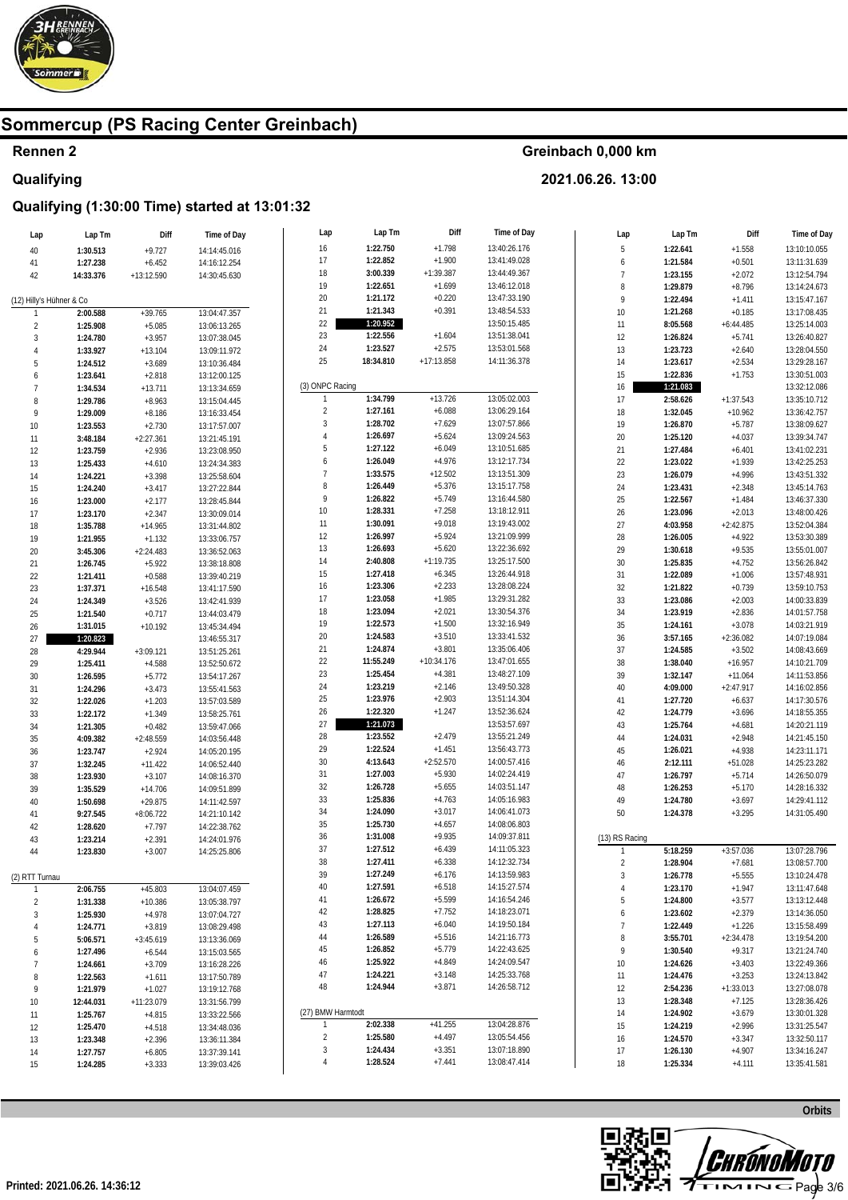# Sommercup (PS Racing Center Greinbach)

## Rennen 2

Greinbach 0,000 km

## Qualifying

2021.06.26. 13:00

### Qualifying (1:30:00 Time) started at 13:01:32

| Lap | Lap Tm | Diff | Time of Day |
|---|---|---|---|
| 40 | 1:30.513 | +9.727 | 14:14:45.016 |
| 41 | 1:27.238 | +6.452 | 14:16:12.254 |
| 42 | 14:33.376 | +13:12.590 | 14:30:45.630 |

(12) Hilly's Hühner & Co

| Lap | Lap Tm | Diff | Time of Day |
|---|---|---|---|
| 1 | 2:00.588 | +39.765 | 13:04:47.357 |
| 2 | 1:25.908 | +5.085 | 13:06:13.265 |
| 3 | 1:24.780 | +3.957 | 13:07:38.045 |
| 4 | 1:33.927 | +13.104 | 13:09:11.972 |
| 5 | 1:24.512 | +3.689 | 13:10:36.484 |
| 6 | 1:23.641 | +2.818 | 13:12:00.125 |
| 7 | 1:34.534 | +13.711 | 13:13:34.659 |
| 8 | 1:29.786 | +8.963 | 13:15:04.445 |
| 9 | 1:29.009 | +8.186 | 13:16:33.454 |
| 10 | 1:23.553 | +2.730 | 13:17:57.007 |
| 11 | 3:48.184 | +2:27.361 | 13:21:45.191 |
| 12 | 1:23.759 | +2.936 | 13:23:08.950 |
| 13 | 1:25.433 | +4.610 | 13:24:34.383 |
| 14 | 1:24.221 | +3.398 | 13:25:58.604 |
| 15 | 1:24.240 | +3.417 | 13:27:22.844 |
| 16 | 1:23.000 | +2.177 | 13:28:45.844 |
| 17 | 1:23.170 | +2.347 | 13:30:09.014 |
| 18 | 1:35.788 | +14.965 | 13:31:44.802 |
| 19 | 1:21.955 | +1.132 | 13:33:06.757 |
| 20 | 3:45.306 | +2:24.483 | 13:36:52.063 |
| 21 | 1:26.745 | +5.922 | 13:38:18.808 |
| 22 | 1:21.411 | +0.588 | 13:39:40.219 |
| 23 | 1:37.371 | +16.548 | 13:41:17.590 |
| 24 | 1:24.349 | +3.526 | 13:42:41.939 |
| 25 | 1:21.540 | +0.717 | 13:44:03.479 |
| 26 | 1:31.015 | +10.192 | 13:45:34.494 |
| 27 | 1:20.823 | | 13:46:55.317 |
| 28 | 4:29.944 | +3:09.121 | 13:51:25.261 |
| 29 | 1:25.411 | +4.588 | 13:52:50.672 |
| 30 | 1:26.595 | +5.772 | 13:54:17.267 |
| 31 | 1:24.296 | +3.473 | 13:55:41.563 |
| 32 | 1:22.026 | +1.203 | 13:57:03.589 |
| 33 | 1:22.172 | +1.349 | 13:58:25.761 |
| 34 | 1:21.305 | +0.482 | 13:59:47.066 |
| 35 | 4:09.382 | +2:48.559 | 14:03:56.448 |
| 36 | 1:23.747 | +2.924 | 14:05:20.195 |
| 37 | 1:32.245 | +11.422 | 14:06:52.440 |
| 38 | 1:23.930 | +3.107 | 14:08:16.370 |
| 39 | 1:35.529 | +14.706 | 14:09:51.899 |
| 40 | 1:50.698 | +29.875 | 14:11:42.597 |
| 41 | 9:27.545 | +8:06.722 | 14:21:10.142 |
| 42 | 1:28.620 | +7.797 | 14:22:38.762 |
| 43 | 1:23.214 | +2.391 | 14:24:01.976 |
| 44 | 1:23.830 | +3.007 | 14:25:25.806 |

(2) RTT Turnau

| Lap | Lap Tm | Diff | Time of Day |
|---|---|---|---|
| 1 | 2:06.755 | +45.803 | 13:04:07.459 |
| 2 | 1:31.338 | +10.386 | 13:05:38.797 |
| 3 | 1:25.930 | +4.978 | 13:07:04.727 |
| 4 | 1:24.771 | +3.819 | 13:08:29.498 |
| 5 | 5:06.571 | +3:45.619 | 13:13:36.069 |
| 6 | 1:27.496 | +6.544 | 13:15:03.565 |
| 7 | 1:24.661 | +3.709 | 13:16:28.226 |
| 8 | 1:22.563 | +1.611 | 13:17:50.789 |
| 9 | 1:21.979 | +1.027 | 13:19:12.768 |
| 10 | 12:44.031 | +11:23.079 | 13:31:56.799 |
| 11 | 1:25.767 | +4.815 | 13:33:22.566 |
| 12 | 1:25.470 | +4.518 | 13:34:48.036 |
| 13 | 1:23.348 | +2.396 | 13:36:11.384 |
| 14 | 1:27.757 | +6.805 | 13:37:39.141 |
| 15 | 1:24.285 | +3.333 | 13:39:03.426 |
| 16 | 1:22.750 | +1.798 | 13:40:26.176 |
| 17 | 1:22.852 | +1.900 | 13:41:49.028 |
| 18 | 3:00.339 | +1:39.387 | 13:44:49.367 |
| 19 | 1:22.651 | +1.699 | 13:46:12.018 |
| 20 | 1:21.172 | +0.220 | 13:47:33.190 |
| 21 | 1:21.343 | +0.391 | 13:48:54.533 |
| 22 | 1:20.952 | | 13:50:15.485 |
| 23 | 1:22.556 | +1.604 | 13:51:38.041 |
| 24 | 1:23.527 | +2.575 | 13:53:01.568 |
| 25 | 18:34.810 | +17:13.858 | 14:11:36.378 |

(3) ONPC Racing

| Lap | Lap Tm | Diff | Time of Day |
|---|---|---|---|
| 1 | 1:34.799 | +13.726 | 13:05:02.003 |
| 2 | 1:27.161 | +6.088 | 13:06:29.164 |
| 3 | 1:28.702 | +7.629 | 13:07:57.866 |
| 4 | 1:26.697 | +5.624 | 13:09:24.563 |
| 5 | 1:27.122 | +6.049 | 13:10:51.685 |
| 6 | 1:26.049 | +4.976 | 13:12:17.734 |
| 7 | 1:33.575 | +12.502 | 13:13:51.309 |
| 8 | 1:26.449 | +5.376 | 13:15:17.758 |
| 9 | 1:26.822 | +5.749 | 13:16:44.580 |
| 10 | 1:28.331 | +7.258 | 13:18:12.911 |
| 11 | 1:30.091 | +9.018 | 13:19:43.002 |
| 12 | 1:26.997 | +5.924 | 13:21:09.999 |
| 13 | 1:26.693 | +5.620 | 13:22:36.692 |
| 14 | 2:40.808 | +1:19.735 | 13:25:17.500 |
| 15 | 1:27.418 | +6.345 | 13:26:44.918 |
| 16 | 1:23.306 | +2.233 | 13:28:08.224 |
| 17 | 1:23.058 | +1.985 | 13:29:31.282 |
| 18 | 1:23.094 | +2.021 | 13:30:54.376 |
| 19 | 1:22.573 | +1.500 | 13:32:16.949 |
| 20 | 1:24.583 | +3.510 | 13:33:41.532 |
| 21 | 1:24.874 | +3.801 | 13:35:06.406 |
| 22 | 11:55.249 | +10:34.176 | 13:47:01.655 |
| 23 | 1:25.454 | +4.381 | 13:48:27.109 |
| 24 | 1:23.219 | +2.146 | 13:49:50.328 |
| 25 | 1:23.976 | +2.903 | 13:51:14.304 |
| 26 | 1:22.320 | +1.247 | 13:52:36.624 |
| 27 | 1:21.073 | | 13:53:57.697 |
| 28 | 1:23.552 | +2.479 | 13:55:21.249 |
| 29 | 1:22.524 | +1.451 | 13:56:43.773 |
| 30 | 4:13.643 | +2:52.570 | 14:00:57.416 |
| 31 | 1:27.003 | +5.930 | 14:02:24.419 |
| 32 | 1:26.728 | +5.655 | 14:03:51.147 |
| 33 | 1:25.836 | +4.763 | 14:05:16.983 |
| 34 | 1:24.090 | +3.017 | 14:06:41.073 |
| 35 | 1:25.730 | +4.657 | 14:08:06.803 |
| 36 | 1:31.008 | +9.935 | 14:09:37.811 |
| 37 | 1:27.512 | +6.439 | 14:11:05.323 |
| 38 | 1:27.411 | +6.338 | 14:12:32.734 |
| 39 | 1:27.249 | +6.176 | 14:13:59.983 |
| 40 | 1:27.591 | +6.518 | 14:15:27.574 |
| 41 | 1:26.672 | +5.599 | 14:16:54.246 |
| 42 | 1:28.825 | +7.752 | 14:18:23.071 |
| 43 | 1:27.113 | +6.040 | 14:19:50.184 |
| 44 | 1:26.589 | +5.516 | 14:21:16.773 |
| 45 | 1:26.852 | +5.779 | 14:22:43.625 |
| 46 | 1:25.922 | +4.849 | 14:24:09.547 |
| 47 | 1:24.221 | +3.148 | 14:25:33.768 |
| 48 | 1:24.944 | +3.871 | 14:26:58.712 |

(27) BMW Harmtodt

| Lap | Lap Tm | Diff | Time of Day |
|---|---|---|---|
| 1 | 2:02.338 | +41.255 | 13:04:28.876 |
| 2 | 1:25.580 | +4.497 | 13:05:54.456 |
| 3 | 1:24.434 | +3.351 | 13:07:18.890 |
| 4 | 1:28.524 | +7.441 | 13:08:47.414 |
| 5 | 1:22.641 | +1.558 | 13:10:10.055 |
| 6 | 1:21.584 | +0.501 | 13:11:31.639 |
| 7 | 1:23.155 | +2.072 | 13:12:54.794 |
| 8 | 1:29.879 | +8.796 | 13:14:24.673 |
| 9 | 1:22.494 | +1.411 | 13:15:47.167 |
| 10 | 1:21.268 | +0.185 | 13:17:08.435 |
| 11 | 8:05.568 | +6:44.485 | 13:25:14.003 |
| 12 | 1:26.824 | +5.741 | 13:26:40.827 |
| 13 | 1:23.723 | +2.640 | 13:28:04.550 |
| 14 | 1:23.617 | +2.534 | 13:29:28.167 |
| 15 | 1:22.836 | +1.753 | 13:30:51.003 |
| 16 | 1:21.083 | | 13:32:12.086 |
| 17 | 2:58.626 | +1:37.543 | 13:35:10.712 |
| 18 | 1:32.045 | +10.962 | 13:36:42.757 |
| 19 | 1:26.870 | +5.787 | 13:38:09.627 |
| 20 | 1:25.120 | +4.037 | 13:39:34.747 |
| 21 | 1:27.484 | +6.401 | 13:41:02.231 |
| 22 | 1:23.022 | +1.939 | 13:42:25.253 |
| 23 | 1:26.079 | +4.996 | 13:43:51.332 |
| 24 | 1:23.431 | +2.348 | 13:45:14.763 |
| 25 | 1:22.567 | +1.484 | 13:46:37.330 |
| 26 | 1:23.096 | +2.013 | 13:48:00.426 |
| 27 | 4:03.958 | +2:42.875 | 13:52:04.384 |
| 28 | 1:26.005 | +4.922 | 13:53:30.389 |
| 29 | 1:30.618 | +9.535 | 13:55:01.007 |
| 30 | 1:25.835 | +4.752 | 13:56:26.842 |
| 31 | 1:22.089 | +1.006 | 13:57:48.931 |
| 32 | 1:21.822 | +0.739 | 13:59:10.753 |
| 33 | 1:23.086 | +2.003 | 14:00:33.839 |
| 34 | 1:23.919 | +2.836 | 14:01:57.758 |
| 35 | 1:24.161 | +3.078 | 14:03:21.919 |
| 36 | 3:57.165 | +2:36.082 | 14:07:19.084 |
| 37 | 1:24.585 | +3.502 | 14:08:43.669 |
| 38 | 1:38.040 | +16.957 | 14:10:21.709 |
| 39 | 1:32.147 | +11.064 | 14:11:53.856 |
| 40 | 4:09.000 | +2:47.917 | 14:16:02.856 |
| 41 | 1:27.720 | +6.637 | 14:17:30.576 |
| 42 | 1:24.779 | +3.696 | 14:18:55.355 |
| 43 | 1:25.764 | +4.681 | 14:20:21.119 |
| 44 | 1:24.031 | +2.948 | 14:21:45.150 |
| 45 | 1:26.021 | +4.938 | 14:23:11.171 |
| 46 | 2:12.111 | +51.028 | 14:25:23.282 |
| 47 | 1:26.797 | +5.714 | 14:26:50.079 |
| 48 | 1:26.253 | +5.170 | 14:28:16.332 |
| 49 | 1:24.780 | +3.697 | 14:29:41.112 |
| 50 | 1:24.378 | +3.295 | 14:31:05.490 |

(13) RS Racing

| Lap | Lap Tm | Diff | Time of Day |
|---|---|---|---|
| 1 | 5:18.259 | +3:57.036 | 13:07:28.796 |
| 2 | 1:28.904 | +7.681 | 13:08:57.700 |
| 3 | 1:26.778 | +5.555 | 13:10:24.478 |
| 4 | 1:23.170 | +1.947 | 13:11:47.648 |
| 5 | 1:24.800 | +3.577 | 13:13:12.448 |
| 6 | 1:23.602 | +2.379 | 13:14:36.050 |
| 7 | 1:22.449 | +1.226 | 13:15:58.499 |
| 8 | 3:55.701 | +2:34.478 | 13:19:54.200 |
| 9 | 1:30.540 | +9.317 | 13:21:24.740 |
| 10 | 1:24.626 | +3.403 | 13:22:49.366 |
| 11 | 1:24.476 | +3.253 | 13:24:13.842 |
| 12 | 2:54.236 | +1:33.013 | 13:27:08.078 |
| 13 | 1:28.348 | +7.125 | 13:28:36.426 |
| 14 | 1:24.902 | +3.679 | 13:30:01.328 |
| 15 | 1:24.219 | +2.996 | 13:31:25.547 |
| 16 | 1:24.570 | +3.347 | 13:32:50.117 |
| 17 | 1:26.130 | +4.907 | 13:34:16.247 |
| 18 | 1:25.334 | +4.111 | 13:35:41.581 |

Orbits

Printed: 2021.06.26. 14:36:12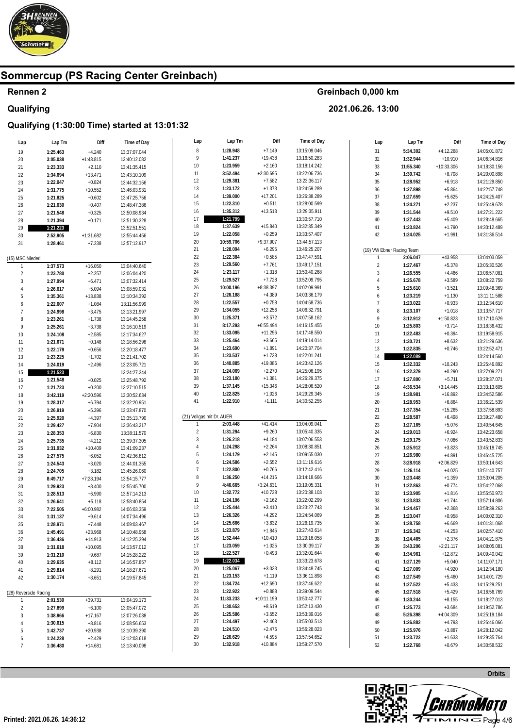# Sommercup (PS Racing Center Greinbach)

**Rennen 2** — Greinbach 0,000 km

**Qualifying** — 2021.06.26. 13:00

## Qualifying (1:30:00 Time) started at 13:01:32

| Lap | Lap Tm | Diff | Time of Day |
|---|---|---|---|
| 19 | 1:25.463 | +4.240 | 13:37:07.044 |
| 20 | 3:05.038 | +1:43.815 | 13:40:12.082 |
| 21 | 1:23.333 | +2.110 | 13:41:35.415 |
| 22 | 1:34.694 | +13.471 | 13:43:10.109 |
| 23 | 1:22.047 | +0.824 | 13:44:32.156 |
| 24 | 1:31.775 | +10.552 | 13:46:03.931 |
| 25 | 1:21.825 | +0.602 | 13:47:25.756 |
| 26 | 1:21.630 | +0.407 | 13:48:47.386 |
| 27 | 1:21.548 | +0.325 | 13:50:08.934 |
| 28 | 1:21.394 | +0.171 | 13:51:30.328 |
| 29 | **1:21.223** | | 13:52:51.551 |
| 30 | 2:52.905 | +1:31.682 | 13:55:44.456 |
| 31 | 1:28.461 | +7.238 | 13:57:12.917 |

(15) MSC Niederl

| Lap | Lap Tm | Diff | Time of Day |
|---|---|---|---|
| 1 | 1:37.573 | +16.050 | 13:04:40.640 |
| 2 | 1:23.780 | +2.257 | 13:06:04.420 |
| 3 | 1:27.994 | +6.471 | 13:07:32.414 |
| 4 | 1:26.617 | +5.094 | 13:08:59.031 |
| 5 | 1:35.361 | +13.838 | 13:10:34.392 |
| 6 | 1:22.607 | +1.084 | 13:11:56.999 |
| 7 | 1:24.998 | +3.475 | 13:13:21.997 |
| 8 | 1:23.261 | +1.738 | 13:14:45.258 |
| 9 | 1:25.261 | +3.738 | 13:16:10.519 |
| 10 | 1:24.108 | +2.585 | 13:17:34.627 |
| 11 | 1:21.671 | +0.148 | 13:18:56.298 |
| 12 | 1:22.179 | +0.656 | 13:20:18.477 |
| 13 | 1:23.225 | +1.702 | 13:21:41.702 |
| 14 | 1:24.019 | +2.496 | 13:23:05.721 |
| 15 | **1:21.523** | | 13:24:27.244 |
| 16 | 1:21.548 | +0.025 | 13:25:48.792 |
| 17 | 1:21.723 | +0.200 | 13:27:10.515 |
| 18 | 3:42.119 | +2:20.596 | 13:30:52.634 |
| 19 | 1:28.317 | +6.794 | 13:32:20.951 |
| 20 | 1:26.919 | +5.396 | 13:33:47.870 |
| 21 | 1:25.920 | +4.397 | 13:35:13.790 |
| 22 | 1:29.427 | +7.904 | 13:36:43.217 |
| 23 | 1:28.353 | +6.830 | 13:38:11.570 |
| 24 | 1:25.735 | +4.212 | 13:39:37.305 |
| 25 | 1:31.932 | +10.409 | 13:41:09.237 |
| 26 | 1:27.575 | +6.052 | 13:42:36.812 |
| 27 | 1:24.543 | +3.020 | 13:44:01.355 |
| 28 | 1:24.705 | +3.182 | 13:45:26.060 |
| 29 | 8:49.717 | +7:28.194 | 13:54:15.777 |
| 30 | 1:29.923 | +8.400 | 13:55:45.700 |
| 31 | 1:28.513 | +6.990 | 13:57:14.213 |
| 32 | 1:26.641 | +5.118 | 13:58:40.854 |
| 33 | 7:22.505 | +6:00.982 | 14:06:03.359 |
| 34 | 1:31.137 | +9.614 | 14:07:34.496 |
| 35 | 1:28.971 | +7.448 | 14:09:03.467 |
| 36 | 1:45.491 | +23.968 | 14:10:48.958 |
| 37 | 1:36.436 | +14.913 | 14:12:25.394 |
| 38 | 1:31.618 | +10.095 | 14:13:57.012 |
| 39 | 1:31.210 | +9.687 | 14:15:28.222 |
| 40 | 1:29.635 | +8.112 | 14:16:57.857 |
| 41 | 1:29.814 | +8.291 | 14:18:27.671 |
| 42 | 1:30.174 | +8.651 | 14:19:57.845 |

(28) Reverside Racing

| Lap | Lap Tm | Diff | Time of Day |
|---|---|---|---|
| 1 | 2:01.530 | +39.731 | 13:04:19.173 |
| 2 | 1:27.899 | +6.100 | 13:05:47.072 |
| 3 | 1:38.966 | +17.167 | 13:07:26.038 |
| 4 | 1:30.615 | +8.816 | 13:08:56.653 |
| 5 | 1:42.737 | +20.938 | 13:10:39.390 |
| 6 | 1:24.228 | +2.429 | 13:12:03.618 |
| 7 | 1:36.480 | +14.681 | 13:13:40.098 |
| 8 | 1:28.948 | +7.149 | 13:15:09.046 |
| 9 | 1:41.237 | +19.438 | 13:16:50.283 |
| 10 | 1:23.959 | +2.160 | 13:18:14.242 |
| 11 | 3:52.494 | +2:30.695 | 13:22:06.736 |
| 12 | 1:29.381 | +7.582 | 13:23:36.117 |
| 13 | 1:23.172 | +1.373 | 13:24:59.289 |
| 14 | 1:39.000 | +17.201 | 13:26:38.289 |
| 15 | 1:22.310 | +0.511 | 13:28:00.599 |
| 16 | 1:35.312 | +13.513 | 13:29:35.911 |
| 17 | **1:21.799** | | 13:30:57.710 |
| 18 | 1:37.639 | +15.840 | 13:32:35.349 |
| 19 | 1:22.058 | +0.259 | 13:33:57.407 |
| 20 | 10:59.706 | +9:37.907 | 13:44:57.113 |
| 21 | 1:28.094 | +6.295 | 13:46:25.207 |
| 22 | 1:22.384 | +0.585 | 13:47:47.591 |
| 23 | 1:29.560 | +7.761 | 13:49:17.151 |
| 24 | 1:23.117 | +1.318 | 13:50:40.268 |
| 25 | 1:29.527 | +7.728 | 13:52:09.795 |
| 26 | 10:00.196 | +8:38.397 | 14:02:09.991 |
| 27 | 1:26.188 | +4.389 | 14:03:36.179 |
| 28 | 1:22.557 | +0.758 | 14:04:58.736 |
| 29 | 1:34.055 | +12.256 | 14:06:32.791 |
| 30 | 1:25.371 | +3.572 | 14:07:58.162 |
| 31 | 8:17.293 | +6:55.494 | 14:16:15.455 |
| 32 | 1:33.095 | +11.296 | 14:17:48.550 |
| 33 | 1:25.464 | +3.665 | 14:19:14.014 |
| 34 | 1:23.690 | +1.891 | 14:20:37.704 |
| 35 | 1:23.537 | +1.738 | 14:22:01.241 |
| 36 | 1:40.885 | +19.086 | 14:23:42.126 |
| 37 | 1:24.069 | +2.270 | 14:25:06.195 |
| 38 | 1:23.180 | +1.381 | 14:26:29.375 |
| 39 | 1:37.145 | +15.346 | 14:28:06.520 |
| 40 | 1:22.825 | +1.026 | 14:29:29.345 |
| 41 | 1:22.910 | +1.111 | 14:30:52.255 |

(21) Vollgas mit Dr. AUER

| Lap | Lap Tm | Diff | Time of Day |
|---|---|---|---|
| 1 | 2:03.448 | +41.414 | 13:04:09.041 |
| 2 | 1:31.294 | +9.260 | 13:05:40.335 |
| 3 | 1:26.218 | +4.184 | 13:07:06.553 |
| 4 | 1:24.298 | +2.264 | 13:08:30.851 |
| 5 | 1:24.179 | +2.145 | 13:09:55.030 |
| 6 | 1:24.586 | +2.552 | 13:11:19.616 |
| 7 | 1:22.800 | +0.766 | 13:12:42.416 |
| 8 | 1:36.250 | +14.216 | 13:14:18.666 |
| 9 | 4:46.665 | +3:24.631 | 13:19:05.331 |
| 10 | 1:32.772 | +10.738 | 13:20:38.103 |
| 11 | 1:24.196 | +2.162 | 13:22:02.299 |
| 12 | 1:25.444 | +3.410 | 13:23:27.743 |
| 13 | 1:26.326 | +4.292 | 13:24:54.069 |
| 14 | 1:25.666 | +3.632 | 13:26:19.735 |
| 15 | 1:23.879 | +1.845 | 13:27:43.614 |
| 16 | 1:32.444 | +10.410 | 13:29:16.058 |
| 17 | 1:23.059 | +1.025 | 13:30:39.117 |
| 18 | 1:22.527 | +0.493 | 13:32:01.644 |
| 19 | **1:22.034** | | 13:33:23.678 |
| 20 | 1:25.067 | +3.033 | 13:34:48.745 |
| 21 | 1:23.153 | +1.119 | 13:36:11.898 |
| 22 | 1:34.724 | +12.690 | 13:37:46.622 |
| 23 | 1:22.922 | +0.888 | 13:39:09.544 |
| 24 | 11:33.233 | +10:11.199 | 13:50:42.777 |
| 25 | 1:30.653 | +8.619 | 13:52:13.430 |
| 26 | 1:25.586 | +3.552 | 13:53:39.016 |
| 27 | 1:24.497 | +2.463 | 13:55:03.513 |
| 28 | 1:24.510 | +2.476 | 13:56:28.023 |
| 29 | 1:26.629 | +4.595 | 13:57:54.652 |
| 30 | 1:32.918 | +10.884 | 13:59:27.570 |
| 31 | 5:34.302 | +4:12.268 | 14:05:01.872 |
| 32 | 1:32.944 | +10.910 | 14:06:34.816 |
| 33 | 11:55.340 | +10:33.306 | 14:18:30.156 |
| 34 | 1:30.742 | +8.708 | 14:20:00.898 |
| 35 | 1:28.952 | +6.918 | 14:21:29.850 |
| 36 | 1:27.898 | +5.864 | 14:22:57.748 |
| 37 | 1:27.659 | +5.625 | 14:24:25.407 |
| 38 | 1:24.271 | +2.237 | 14:25:49.678 |
| 39 | 1:31.544 | +9.510 | 14:27:21.222 |
| 40 | 1:27.443 | +5.409 | 14:28:48.665 |
| 41 | 1:23.824 | +1.790 | 14:30:12.489 |
| 42 | 1:24.025 | +1.991 | 14:31:36.514 |

(19) VW Ebner Racing Team

| Lap | Lap Tm | Diff | Time of Day |
|---|---|---|---|
| 1 | 2:06.047 | +43.958 | 13:04:03.059 |
| 2 | 1:27.467 | +5.378 | 13:05:30.526 |
| 3 | 1:26.555 | +4.466 | 13:06:57.081 |
| 4 | 1:25.678 | +3.589 | 13:08:22.759 |
| 5 | 1:25.610 | +3.521 | 13:09:48.369 |
| 6 | 1:23.219 | +1.130 | 13:11:11.588 |
| 7 | 1:23.022 | +0.933 | 13:12:34.610 |
| 8 | 1:23.107 | +1.018 | 13:13:57.717 |
| 9 | 3:12.912 | +1:50.823 | 13:17:10.629 |
| 10 | 1:25.803 | +3.714 | 13:18:36.432 |
| 11 | 1:22.483 | +0.394 | 13:19:58.915 |
| 12 | 1:30.721 | +8.632 | 13:21:29.636 |
| 13 | 1:22.835 | +0.746 | 13:22:52.471 |
| 14 | **1:22.089** | | 13:24:14.560 |
| 15 | 1:32.332 | +10.243 | 13:25:46.892 |
| 16 | 1:22.379 | +0.290 | 13:27:09.271 |
| 17 | 1:27.800 | +5.711 | 13:28:37.071 |
| 18 | 4:36.534 | +3:14.445 | 13:33:13.605 |
| 19 | 1:38.981 | +16.892 | 13:34:52.586 |
| 20 | 1:28.953 | +6.864 | 13:36:21.539 |
| 21 | 1:37.354 | +15.265 | 13:37:58.893 |
| 22 | 1:28.587 | +6.498 | 13:39:27.480 |
| 23 | 1:27.165 | +5.076 | 13:40:54.645 |
| 24 | 1:29.013 | +6.924 | 13:42:23.658 |
| 25 | 1:29.175 | +7.086 | 13:43:52.833 |
| 26 | 1:25.912 | +3.823 | 13:45:18.745 |
| 27 | 1:26.980 | +4.891 | 13:46:45.725 |
| 28 | 3:28.918 | +2:06.829 | 13:50:14.643 |
| 29 | 1:26.114 | +4.025 | 13:51:40.757 |
| 30 | 1:23.448 | +1.359 | 13:53:04.205 |
| 31 | 1:22.863 | +0.774 | 13:54:27.068 |
| 32 | 1:23.905 | +1.816 | 13:55:50.973 |
| 33 | 1:23.833 | +1.744 | 13:57:14.806 |
| 34 | 1:24.457 | +2.368 | 13:58:39.263 |
| 35 | 1:23.047 | +0.958 | 14:00:02.310 |
| 36 | 1:28.758 | +6.669 | 14:01:31.068 |
| 37 | 1:26.342 | +4.253 | 14:02:57.410 |
| 38 | 1:24.465 | +2.376 | 14:04:21.875 |
| 39 | 3:43.206 | +2:21.117 | 14:08:05.081 |
| 40 | 1:34.961 | +12.872 | 14:09:40.042 |
| 41 | 1:27.129 | +5.040 | 14:11:07.171 |
| 42 | 1:27.009 | +4.920 | 14:12:34.180 |
| 43 | 1:27.549 | +5.460 | 14:14:01.729 |
| 44 | 1:27.522 | +5.433 | 14:15:29.251 |
| 45 | 1:27.518 | +5.429 | 14:16:56.769 |
| 46 | 1:30.244 | +8.155 | 14:18:27.013 |
| 47 | 1:25.773 | +3.684 | 14:19:52.786 |
| 48 | 5:26.398 | +4:04.309 | 14:25:19.184 |
| 49 | 1:26.882 | +4.793 | 14:26:46.066 |
| 50 | 1:25.976 | +3.887 | 14:28:12.042 |
| 51 | 1:23.722 | +1.633 | 14:29:35.764 |
| 52 | 1:22.768 | +0.679 | 14:30:58.532 |

Orbits

Printed: 2021.06.26. 14:36:12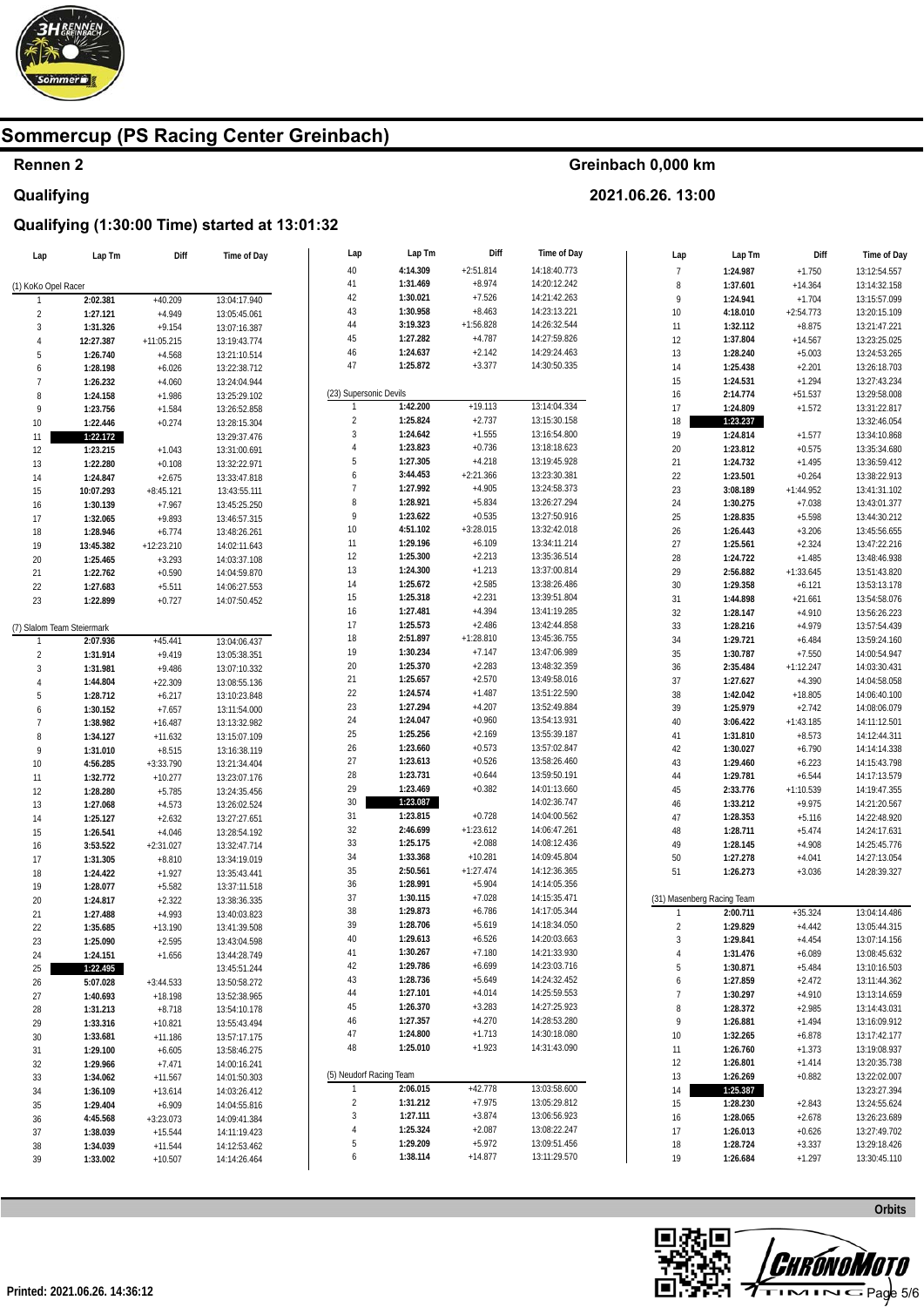# Sommercup (PS Racing Center Greinbach)

## Rennen 2

**Greinbach 0,000 km**

## Qualifying

**2021.06.26. 13:00**

### Qualifying (1:30:00 Time) started at 13:01:32

| Lap | Lap Tm | Diff | Time of Day |
|---|---|---|---|
| **(1) KoKo Opel Racer** | | | |
| 1 | 2:02.381 | +40.209 | 13:04:17.940 |
| 2 | 1:27.121 | +4.949 | 13:05:45.061 |
| 3 | 1:31.326 | +9.154 | 13:07:16.387 |
| 4 | 12:27.387 | +11:05.215 | 13:19:43.774 |
| 5 | 1:26.740 | +4.568 | 13:21:10.514 |
| 6 | 1:28.198 | +6.026 | 13:22:38.712 |
| 7 | 1:26.232 | +4.060 | 13:24:04.944 |
| 8 | 1:24.158 | +1.986 | 13:25:29.102 |
| 9 | 1:23.756 | +1.584 | 13:26:52.858 |
| 10 | 1:22.446 | +0.274 | 13:28:15.304 |
| 11 | **1:22.172** | | 13:29:37.476 |
| 12 | 1:23.215 | +1.043 | 13:31:00.691 |
| 13 | 1:22.280 | +0.108 | 13:32:22.971 |
| 14 | 1:24.847 | +2.675 | 13:33:47.818 |
| 15 | 10:07.293 | +8:45.121 | 13:43:55.111 |
| 16 | 1:30.139 | +7.967 | 13:45:25.250 |
| 17 | 1:32.065 | +9.893 | 13:46:57.315 |
| 18 | 1:28.946 | +6.774 | 13:48:26.261 |
| 19 | 13:45.382 | +12:23.210 | 14:02:11.643 |
| 20 | 1:25.465 | +3.293 | 14:03:37.108 |
| 21 | 1:22.762 | +0.590 | 14:04:59.870 |
| 22 | 1:27.683 | +5.511 | 14:06:27.553 |
| 23 | 1:22.899 | +0.727 | 14:07:50.452 |
| **(7) Slalom Team Steiermark** | | | |
| 1 | 2:07.936 | +45.441 | 13:04:06.437 |
| 2 | 1:31.914 | +9.419 | 13:05:38.351 |
| 3 | 1:31.981 | +9.486 | 13:07:10.332 |
| 4 | 1:44.804 | +22.309 | 13:08:55.136 |
| 5 | 1:28.712 | +6.217 | 13:10:23.848 |
| 6 | 1:30.152 | +7.657 | 13:11:54.000 |
| 7 | 1:38.982 | +16.487 | 13:13:32.982 |
| 8 | 1:34.127 | +11.632 | 13:15:07.109 |
| 9 | 1:31.010 | +8.515 | 13:16:38.119 |
| 10 | 4:56.285 | +3:33.790 | 13:21:34.404 |
| 11 | 1:32.772 | +10.277 | 13:23:07.176 |
| 12 | 1:28.280 | +5.785 | 13:24:35.456 |
| 13 | 1:27.068 | +4.573 | 13:26:02.524 |
| 14 | 1:25.127 | +2.632 | 13:27:27.651 |
| 15 | 1:26.541 | +4.046 | 13:28:54.192 |
| 16 | 3:53.522 | +2:31.027 | 13:32:47.714 |
| 17 | 1:31.305 | +8.810 | 13:34:19.019 |
| 18 | 1:24.422 | +1.927 | 13:35:43.441 |
| 19 | 1:28.077 | +5.582 | 13:37:11.518 |
| 20 | 1:24.817 | +2.322 | 13:38:36.335 |
| 21 | 1:27.488 | +4.993 | 13:40:03.823 |
| 22 | 1:35.685 | +13.190 | 13:41:39.508 |
| 23 | 1:25.090 | +2.595 | 13:43:04.598 |
| 24 | 1:24.151 | +1.656 | 13:44:28.749 |
| 25 | **1:22.495** | | 13:45:51.244 |
| 26 | 5:07.028 | +3:44.533 | 13:50:58.272 |
| 27 | 1:40.693 | +18.198 | 13:52:38.965 |
| 28 | 1:31.213 | +8.718 | 13:54:10.178 |
| 29 | 1:33.316 | +10.821 | 13:55:43.494 |
| 30 | 1:33.681 | +11.186 | 13:57:17.175 |
| 31 | 1:29.100 | +6.605 | 13:58:46.275 |
| 32 | 1:29.966 | +7.471 | 14:00:16.241 |
| 33 | 1:34.062 | +11.567 | 14:01:50.303 |
| 34 | 1:36.109 | +13.614 | 14:03:26.412 |
| 35 | 1:29.404 | +6.909 | 14:04:55.816 |
| 36 | 4:45.568 | +3:23.073 | 14:09:41.384 |
| 37 | 1:38.039 | +15.544 | 14:11:19.423 |
| 38 | 1:34.039 | +11.544 | 14:12:53.462 |
| 39 | 1:33.002 | +10.507 | 14:14:26.464 |
| 40 | 4:14.309 | +2:51.814 | 14:18:40.773 |
| 41 | 1:31.469 | +8.974 | 14:20:12.242 |
| 42 | 1:30.021 | +7.526 | 14:21:42.263 |
| 43 | 1:30.958 | +8.463 | 14:23:13.221 |
| 44 | 3:19.323 | +1:56.828 | 14:26:32.544 |
| 45 | 1:27.282 | +4.787 | 14:27:59.826 |
| 46 | 1:24.637 | +2.142 | 14:29:24.463 |
| 47 | 1:25.872 | +3.377 | 14:30:50.335 |
| **(23) Supersonic Devils** | | | |
| 1 | 1:42.200 | +19.113 | 13:14:04.334 |
| 2 | 1:25.824 | +2.737 | 13:15:30.158 |
| 3 | 1:24.642 | +1.555 | 13:16:54.800 |
| 4 | 1:23.823 | +0.736 | 13:18:18.623 |
| 5 | 1:27.305 | +4.218 | 13:19:45.928 |
| 6 | 3:44.453 | +2:21.366 | 13:23:30.381 |
| 7 | 1:27.992 | +4.905 | 13:24:58.373 |
| 8 | 1:28.921 | +5.834 | 13:26:27.294 |
| 9 | 1:23.622 | +0.535 | 13:27:50.916 |
| 10 | 4:51.102 | +3:28.015 | 13:32:42.018 |
| 11 | 1:29.196 | +6.109 | 13:34:11.214 |
| 12 | 1:25.300 | +2.213 | 13:35:36.514 |
| 13 | 1:24.300 | +1.213 | 13:37:00.814 |
| 14 | 1:25.672 | +2.585 | 13:38:26.486 |
| 15 | 1:25.318 | +2.231 | 13:39:51.804 |
| 16 | 1:27.481 | +4.394 | 13:41:19.285 |
| 17 | 1:25.573 | +2.486 | 13:42:44.858 |
| 18 | 2:51.897 | +1:28.810 | 13:45:36.755 |
| 19 | 1:30.234 | +7.147 | 13:47:06.989 |
| 20 | 1:25.370 | +2.283 | 13:48:32.359 |
| 21 | 1:25.657 | +2.570 | 13:49:58.016 |
| 22 | 1:24.574 | +1.487 | 13:51:22.590 |
| 23 | 1:27.294 | +4.207 | 13:52:49.884 |
| 24 | 1:24.047 | +0.960 | 13:54:13.931 |
| 25 | 1:25.256 | +2.169 | 13:55:39.187 |
| 26 | 1:23.660 | +0.573 | 13:57:02.847 |
| 27 | 1:23.613 | +0.526 | 13:58:26.460 |
| 28 | 1:23.731 | +0.644 | 13:59:50.191 |
| 29 | 1:23.469 | +0.382 | 14:01:13.660 |
| 30 | **1:23.087** | | 14:02:36.747 |
| 31 | 1:23.815 | +0.728 | 14:04:00.562 |
| 32 | 2:46.699 | +1:23.612 | 14:06:47.261 |
| 33 | 1:25.175 | +2.088 | 14:08:12.436 |
| 34 | 1:33.368 | +10.281 | 14:09:45.804 |
| 35 | 2:50.561 | +1:27.474 | 14:12:36.365 |
| 36 | 1:28.991 | +5.904 | 14:14:05.356 |
| 37 | 1:30.115 | +7.028 | 14:15:35.471 |
| 38 | 1:29.873 | +6.786 | 14:17:05.344 |
| 39 | 1:28.706 | +5.619 | 14:18:34.050 |
| 40 | 1:29.613 | +6.526 | 14:20:03.663 |
| 41 | 1:30.267 | +7.180 | 14:21:33.930 |
| 42 | 1:29.786 | +6.699 | 14:23:03.716 |
| 43 | 1:28.736 | +5.649 | 14:24:32.452 |
| 44 | 1:27.101 | +4.014 | 14:25:59.553 |
| 45 | 1:26.370 | +3.283 | 14:27:25.923 |
| 46 | 1:27.357 | +4.270 | 14:28:53.280 |
| 47 | 1:24.800 | +1.713 | 14:30:18.080 |
| 48 | 1:25.010 | +1.923 | 14:31:43.090 |
| **(5) Neudorf Racing Team** | | | |
| 1 | 2:06.015 | +42.778 | 13:03:58.600 |
| 2 | 1:31.212 | +7.975 | 13:05:29.812 |
| 3 | 1:27.111 | +3.874 | 13:06:56.923 |
| 4 | 1:25.324 | +2.087 | 13:08:22.247 |
| 5 | 1:29.209 | +5.972 | 13:09:51.456 |
| 6 | 1:38.114 | +14.877 | 13:11:29.570 |
| 7 | 1:24.987 | +1.750 | 13:12:54.557 |
| 8 | 1:37.601 | +14.364 | 13:14:32.158 |
| 9 | 1:24.941 | +1.704 | 13:15:57.099 |
| 10 | 4:18.010 | +2:54.773 | 13:20:15.109 |
| 11 | 1:32.112 | +8.875 | 13:21:47.221 |
| 12 | 1:37.804 | +14.567 | 13:23:25.025 |
| 13 | 1:28.240 | +5.003 | 13:24:53.265 |
| 14 | 1:25.438 | +2.201 | 13:26:18.703 |
| 15 | 1:24.531 | +1.294 | 13:27:43.234 |
| 16 | 2:14.774 | +51.537 | 13:29:58.008 |
| 17 | 1:24.809 | +1.572 | 13:31:22.817 |
| 18 | **1:23.237** | | 13:32:46.054 |
| 19 | 1:24.814 | +1.577 | 13:34:10.868 |
| 20 | 1:23.812 | +0.575 | 13:35:34.680 |
| 21 | 1:24.732 | +1.495 | 13:36:59.412 |
| 22 | 1:23.501 | +0.264 | 13:38:22.913 |
| 23 | 3:08.189 | +1:44.952 | 13:41:31.102 |
| 24 | 1:30.275 | +7.038 | 13:43:01.377 |
| 25 | 1:28.835 | +5.598 | 13:44:30.212 |
| 26 | 1:26.443 | +3.206 | 13:45:56.655 |
| 27 | 1:25.561 | +2.324 | 13:47:22.216 |
| 28 | 1:24.722 | +1.485 | 13:48:46.938 |
| 29 | 2:56.882 | +1:33.645 | 13:51:43.820 |
| 30 | 1:29.358 | +6.121 | 13:53:13.178 |
| 31 | 1:44.898 | +21.661 | 13:54:58.076 |
| 32 | 1:28.147 | +4.910 | 13:56:26.223 |
| 33 | 1:28.216 | +4.979 | 13:57:54.439 |
| 34 | 1:29.721 | +6.484 | 13:59:24.160 |
| 35 | 1:30.787 | +7.550 | 14:00:54.947 |
| 36 | 2:35.484 | +1:12.247 | 14:03:30.431 |
| 37 | 1:27.627 | +4.390 | 14:04:58.058 |
| 38 | 1:42.042 | +18.805 | 14:06:40.100 |
| 39 | 1:25.979 | +2.742 | 14:08:06.079 |
| 40 | 3:06.422 | +1:43.185 | 14:11:12.501 |
| 41 | 1:31.810 | +8.573 | 14:12:44.311 |
| 42 | 1:30.027 | +6.790 | 14:14:14.338 |
| 43 | 1:29.460 | +6.223 | 14:15:43.798 |
| 44 | 1:29.781 | +6.544 | 14:17:13.579 |
| 45 | 2:33.776 | +1:10.539 | 14:19:47.355 |
| 46 | 1:33.212 | +9.975 | 14:21:20.567 |
| 47 | 1:28.353 | +5.116 | 14:22:48.920 |
| 48 | 1:28.711 | +5.474 | 14:24:17.631 |
| 49 | 1:28.145 | +4.908 | 14:25:45.776 |
| 50 | 1:27.278 | +4.041 | 14:27:13.054 |
| 51 | 1:26.273 | +3.036 | 14:28:39.327 |
| **(31) Masenberg Racing Team** | | | |
| 1 | 2:00.711 | +35.324 | 13:04:14.486 |
| 2 | 1:29.829 | +4.442 | 13:05:44.315 |
| 3 | 1:29.841 | +4.454 | 13:07:14.156 |
| 4 | 1:31.476 | +6.089 | 13:08:45.632 |
| 5 | 1:30.871 | +5.484 | 13:10:16.503 |
| 6 | 1:27.859 | +2.472 | 13:11:44.362 |
| 7 | 1:30.297 | +4.910 | 13:13:14.659 |
| 8 | 1:28.372 | +2.985 | 13:14:43.031 |
| 9 | 1:26.881 | +1.494 | 13:16:09.912 |
| 10 | 1:32.265 | +6.878 | 13:17:42.177 |
| 11 | 1:26.760 | +1.373 | 13:19:08.937 |
| 12 | 1:26.801 | +1.414 | 13:20:35.738 |
| 13 | 1:26.269 | +0.882 | 13:22:02.007 |
| 14 | **1:25.387** | | 13:23:27.394 |
| 15 | 1:28.230 | +2.843 | 13:24:55.624 |
| 16 | 1:28.065 | +2.678 | 13:26:23.689 |
| 17 | 1:26.013 | +0.626 | 13:27:49.702 |
| 18 | 1:28.724 | +3.337 | 13:29:18.426 |
| 19 | 1:26.684 | +1.297 | 13:30:45.110 |

Orbits

Printed: 2021.06.26. 14:36:12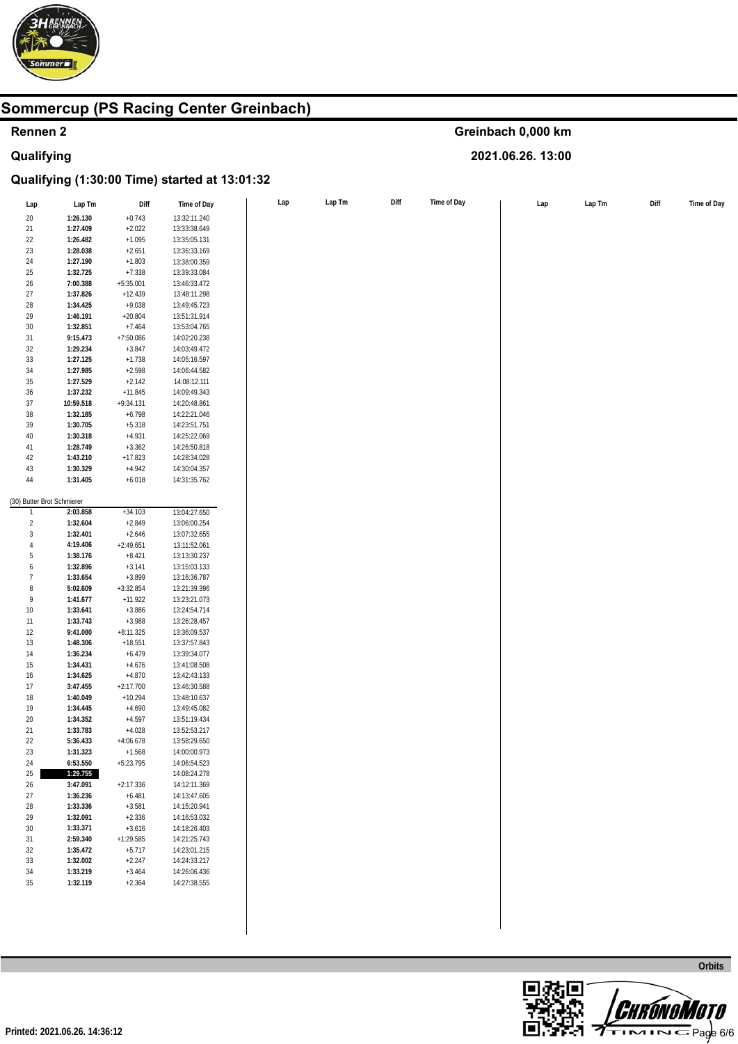## Sommercup (PS Racing Center Greinbach)

### Rennen 2

**Greinbach 0,000 km**

### Qualifying

**2021.06.26. 13:00**

### Qualifying (1:30:00 Time) started at 13:01:32

| Lap | Lap Tm | Diff | Time of Day |
|---|---|---|---|
| 20 | **1:26.130** | +0.743 | 13:32:11.240 |
| 21 | **1:27.409** | +2.022 | 13:33:38.649 |
| 22 | **1:26.482** | +1.095 | 13:35:05.131 |
| 23 | **1:28.038** | +2.651 | 13:36:33.169 |
| 24 | **1:27.190** | +1.803 | 13:38:00.359 |
| 25 | **1:32.725** | +7.338 | 13:39:33.084 |
| 26 | **7:00.388** | +5:35.001 | 13:46:33.472 |
| 27 | **1:37.826** | +12.439 | 13:48:11.298 |
| 28 | **1:34.425** | +9.038 | 13:49:45.723 |
| 29 | **1:46.191** | +20.804 | 13:51:31.914 |
| 30 | **1:32.851** | +7.464 | 13:53:04.765 |
| 31 | **9:15.473** | +7:50.086 | 14:02:20.238 |
| 32 | **1:29.234** | +3.847 | 14:03:49.472 |
| 33 | **1:27.125** | +1.738 | 14:05:16.597 |
| 34 | **1:27.985** | +2.598 | 14:06:44.582 |
| 35 | **1:27.529** | +2.142 | 14:08:12.111 |
| 36 | **1:37.232** | +11.845 | 14:09:49.343 |
| 37 | **10:59.518** | +9:34.131 | 14:20:48.861 |
| 38 | **1:32.185** | +6.798 | 14:22:21.046 |
| 39 | **1:30.705** | +5.318 | 14:23:51.751 |
| 40 | **1:30.318** | +4.931 | 14:25:22.069 |
| 41 | **1:28.749** | +3.362 | 14:26:50.818 |
| 42 | **1:43.210** | +17.823 | 14:28:34.028 |
| 43 | **1:30.329** | +4.942 | 14:30:04.357 |
| 44 | **1:31.405** | +6.018 | 14:31:35.762 |

(30) Butter Brot Schmierer

| Lap | Lap Tm | Diff | Time of Day |
|---|---|---|---|
| 1 | **2:03.858** | +34.103 | 13:04:27.650 |
| 2 | **1:32.604** | +2.849 | 13:06:00.254 |
| 3 | **1:32.401** | +2.646 | 13:07:32.655 |
| 4 | **4:19.406** | +2:49.651 | 13:11:52.061 |
| 5 | **1:38.176** | +8.421 | 13:13:30.237 |
| 6 | **1:32.896** | +3.141 | 13:15:03.133 |
| 7 | **1:33.654** | +3.899 | 13:16:36.787 |
| 8 | **5:02.609** | +3:32.854 | 13:21:39.396 |
| 9 | **1:41.677** | +11.922 | 13:23:21.073 |
| 10 | **1:33.641** | +3.886 | 13:24:54.714 |
| 11 | **1:33.743** | +3.988 | 13:26:28.457 |
| 12 | **9:41.080** | +8:11.325 | 13:36:09.537 |
| 13 | **1:48.306** | +18.551 | 13:37:57.843 |
| 14 | **1:36.234** | +6.479 | 13:39:34.077 |
| 15 | **1:34.431** | +4.676 | 13:41:08.508 |
| 16 | **1:34.625** | +4.870 | 13:42:43.133 |
| 17 | **3:47.455** | +2:17.700 | 13:46:30.588 |
| 18 | **1:40.049** | +10.294 | 13:48:10.637 |
| 19 | **1:34.445** | +4.690 | 13:49:45.082 |
| 20 | **1:34.352** | +4.597 | 13:51:19.434 |
| 21 | **1:33.783** | +4.028 | 13:52:53.217 |
| 22 | **5:36.433** | +4:06.678 | 13:58:29.650 |
| 23 | **1:31.323** | +1.568 | 14:00:00.973 |
| 24 | **6:53.550** | +5:23.795 | 14:06:54.523 |
| 25 | **1:29.755** | | 14:08:24.278 |
| 26 | **3:47.091** | +2:17.336 | 14:12:11.369 |
| 27 | **1:36.236** | +6.481 | 14:13:47.605 |
| 28 | **1:33.336** | +3.581 | 14:15:20.941 |
| 29 | **1:32.091** | +2.336 | 14:16:53.032 |
| 30 | **1:33.371** | +3.616 | 14:18:26.403 |
| 31 | **2:59.340** | +1:29.585 | 14:21:25.743 |
| 32 | **1:35.472** | +5.717 | 14:23:01.215 |
| 33 | **1:32.002** | +2.247 | 14:24:33.217 |
| 34 | **1:33.219** | +3.464 | 14:26:06.436 |
| 35 | **1:32.119** | +2.364 | 14:27:38.555 |

Orbits

Printed: 2021.06.26. 14:36:12